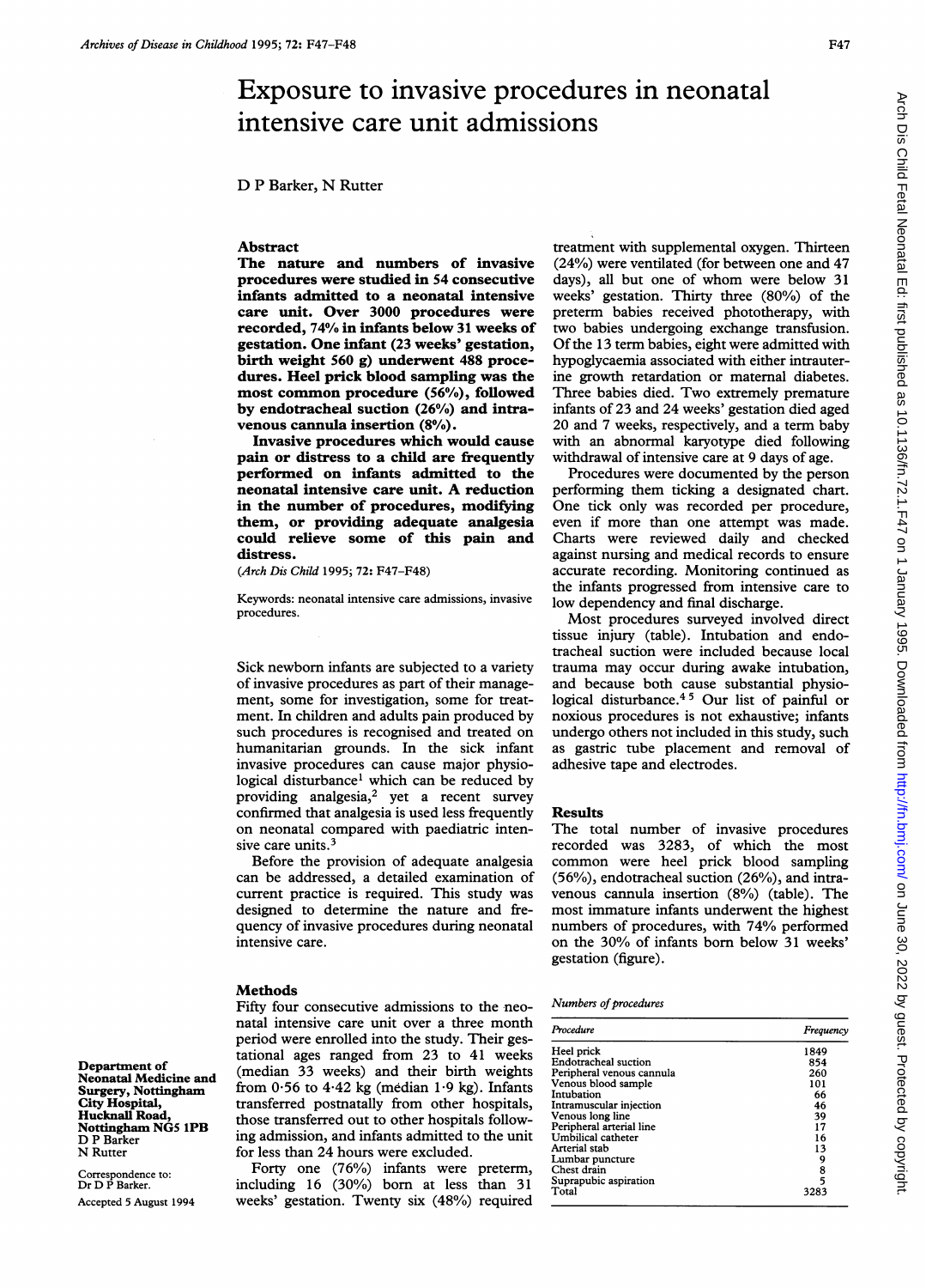# Exposure to invasive procedures in neonatal intensive care unit admissions

D P Barker, N Rutter

## Abstract

**The nature and numbers of invasive procedures were studied in 54 consecutive infants admitted to a neonatal intensive care unit. Over 3000 procedures were recorded, 74% in infants below 31 weeks of gestation. One infant (23 weeks' gestation, birth weight 560 g) underwent 488 procedures. Heel prick blood sampling was the most common procedure (56%), followed by endotracheal suction (26%) and intravenous cannula insertion (8%).**

**Invasive procedures which would cause pain or distress to a child are frequently performed on infants admitted to the neonatal intensive care unit. A reduction in the number of procedures, modifying them, or providing adequate analgesia could relieve some of this pain and distress.**

(*Arch Dis Child* 1995; 72: F47–F48)

Keywords: neonatal intensive care admissions, invasive procedures.

Department of Neonatal Medicine and Surgery, Nottingham City Hospital, Hucknall Road, Nottingham NG5 1PB
D P Barker
N Rutter

Correspondence to: Dr D P Barker.

Accepted 5 August 1994

Sick newborn infants are subjected to a variety of invasive procedures as part of their management, some for investigation, some for treatment. In children and adults pain produced by such procedures is recognised and treated on humanitarian grounds. In the sick infant invasive procedures can cause major physiological disturbance[1] which can be reduced by providing analgesia,[2] yet a recent survey confirmed that analgesia is used less frequently on neonatal compared with paediatric intensive care units.[3]

Before the provision of adequate analgesia can be addressed, a detailed examination of current practice is required. This study was designed to determine the nature and frequency of invasive procedures during neonatal intensive care.

## Methods

Fifty four consecutive admissions to the neonatal intensive care unit over a three month period were enrolled into the study. Their gestational ages ranged from 23 to 41 weeks (median 33 weeks) and their birth weights from 0·56 to 4·42 kg (median 1·9 kg). Infants transferred postnatally from other hospitals, those transferred out to other hospitals following admission, and infants admitted to the unit for less than 24 hours were excluded.

Forty one (76%) infants were preterm, including 16 (30%) born at less than 31 weeks' gestation. Twenty six (48%) required treatment with supplemental oxygen. Thirteen (24%) were ventilated (for between one and 47 days), all but one of whom were below 31 weeks' gestation. Thirty three (80%) of the preterm babies received phototherapy, with two babies undergoing exchange transfusion. Of the 13 term babies, eight were admitted with hypoglycaemia associated with either intrauterine growth retardation or maternal diabetes. Three babies died. Two extremely premature infants of 23 and 24 weeks' gestation died aged 20 and 7 weeks, respectively, and a term baby with an abnormal karyotype died following withdrawal of intensive care at 9 days of age.

Procedures were documented by the person performing them ticking a designated chart. One tick only was recorded per procedure, even if more than one attempt was made. Charts were reviewed daily and checked against nursing and medical records to ensure accurate recording. Monitoring continued as the infants progressed from intensive care to low dependency and final discharge.

Most procedures surveyed involved direct tissue injury (table). Intubation and endotracheal suction were included because local trauma may occur during awake intubation, and because both cause substantial physiological disturbance.[4 5] Our list of painful or noxious procedures is not exhaustive; infants undergo others not included in this study, such as gastric tube placement and removal of adhesive tape and electrodes.

## Results

The total number of invasive procedures recorded was 3283, of which the most common were heel prick blood sampling (56%), endotracheal suction (26%), and intravenous cannula insertion (8%) (table). The most immature infants underwent the highest numbers of procedures, with 74% performed on the 30% of infants born below 31 weeks' gestation (figure).

*Numbers of procedures*

| *Procedure* | *Frequency* |
|---|---|
| Heel prick | 1849 |
| Endotracheal suction | 854 |
| Peripheral venous cannula | 260 |
| Venous blood sample | 101 |
| Intubation | 66 |
| Intramuscular injection | 46 |
| Venous long line | 39 |
| Peripheral arterial line | 17 |
| Umbilical catheter | 16 |
| Arterial stab | 13 |
| Lumbar puncture | 9 |
| Chest drain | 8 |
| Suprapubic aspiration | 5 |
| Total | 3283 |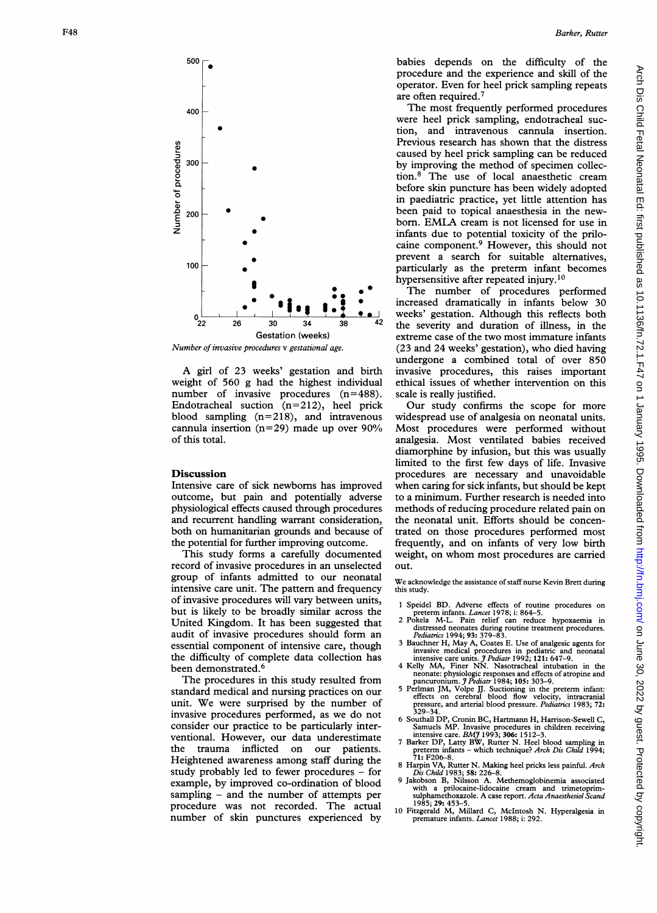500

400

300

200

100

0

22 26 30 34 38 42

Number of procedures

Gestation (weeks)

*Number of invasive procedures v gestational age.*

A girl of 23 weeks' gestation and birth weight of 560 g had the highest individual number of invasive procedures (n=488). Endotracheal suction (n=212), heel prick blood sampling (n=218), and intravenous cannula insertion (n=29) made up over 90% of this total.

## Discussion

Intensive care of sick newborns has improved outcome, but pain and potentially adverse physiological effects caused through procedures and recurrent handling warrant consideration, both on humanitarian grounds and because of the potential for further improving outcome.

This study forms a carefully documented record of invasive procedures in an unselected group of infants admitted to our neonatal intensive care unit. The pattern and frequency of invasive procedures will vary between units, but is likely to be broadly similar across the United Kingdom. It has been suggested that audit of invasive procedures should form an essential component of intensive care, though the difficulty of complete data collection has been demonstrated.[6]

The procedures in this study resulted from standard medical and nursing practices on our unit. We were surprised by the number of invasive procedures performed, as we do not consider our practice to be particularly interventional. However, our data underestimate the trauma inflicted on our patients. Heightened awareness among staff during the study probably led to fewer procedures – for example, by improved co-ordination of blood sampling – and the number of attempts per procedure was not recorded. The actual number of skin punctures experienced by babies depends on the difficulty of the procedure and the experience and skill of the operator. Even for heel prick sampling repeats are often required.[7]

The most frequently performed procedures were heel prick sampling, endotracheal suction, and intravenous cannula insertion. Previous research has shown that the distress caused by heel prick sampling can be reduced by improving the method of specimen collection.[8] The use of local anaesthetic cream before skin puncture has been widely adopted in paediatric practice, yet little attention has been paid to topical anaesthesia in the newborn. EMLA cream is not licensed for use in infants due to potential toxicity of the prilocaine component.[9] However, this should not prevent a search for suitable alternatives, particularly as the preterm infant becomes hypersensitive after repeated injury.[10]

The number of procedures performed increased dramatically in infants below 30 weeks' gestation. Although this reflects both the severity and duration of illness, in the extreme case of the two most immature infants (23 and 24 weeks' gestation), who died having undergone a combined total of over 850 invasive procedures, this raises important ethical issues of whether intervention on this scale is really justified.

Our study confirms the scope for more widespread use of analgesia on neonatal units. Most procedures were performed without analgesia. Most ventilated babies received diamorphine by infusion, but this was usually limited to the first few days of life. Invasive procedures are necessary and unavoidable when caring for sick infants, but should be kept to a minimum. Further research is needed into methods of reducing procedure related pain on the neonatal unit. Efforts should be concentrated on those procedures performed most frequently, and on infants of very low birth weight, on whom most procedures are carried out.

We acknowledge the assistance of staff nurse Kevin Brett during this study.

1. Speidel BD. Adverse effects of routine procedures on preterm infants. *Lancet* 1978; i: 864–5.
2. Pokela M-L. Pain relief can reduce hypoxaemia in distressed neonates during routine treatment procedures. *Pediatrics* 1994; **93:** 379–83.
3. Bauchner H, May A, Coates E. Use of analgesic agents for invasive medical procedures in pediatric and neonatal intensive care units. *J Pediatr* 1992; **121:** 647–9.
4. Kelly MA, Finer NN. Nasotracheal intubation in the neonate: physiologic responses and effects of atropine and pancuronium. *J Pediatr* 1984; **105:** 303–9.
5. Perlman JM, Volpe JJ. Suctioning in the preterm infant: effects on cerebral blood flow velocity, intracranial pressure, and arterial blood pressure. *Pediatrics* 1983; **72:** 329–34.
6. Southall DP, Cronin BC, Hartmann H, Harrison-Sewell C, Samuels MP. Invasive procedures in children receiving intensive care. *BMJ* 1993; **306:** 1512–3.
7. Barker DP, Latty BW, Rutter N. Heel blood sampling in preterm infants – which technique? *Arch Dis Child* 1994; **71:** F206–8.
8. Harpin VA, Rutter N. Making heel pricks less painful. *Arch Dis Child* 1983; **58:** 226–8.
9. Jakobson B, Nilsson A. Methemoglobinemia associated with a prilocaine-lidocaine cream and trimetoprim-sulphamethoxazole. A case report. *Acta Anaesthesiol Scand* 1985; **29:** 453–5.
10. Fitzgerald M, Millard C, McIntosh N. Hyperalgesia in premature infants. *Lancet* 1988; i: 292.